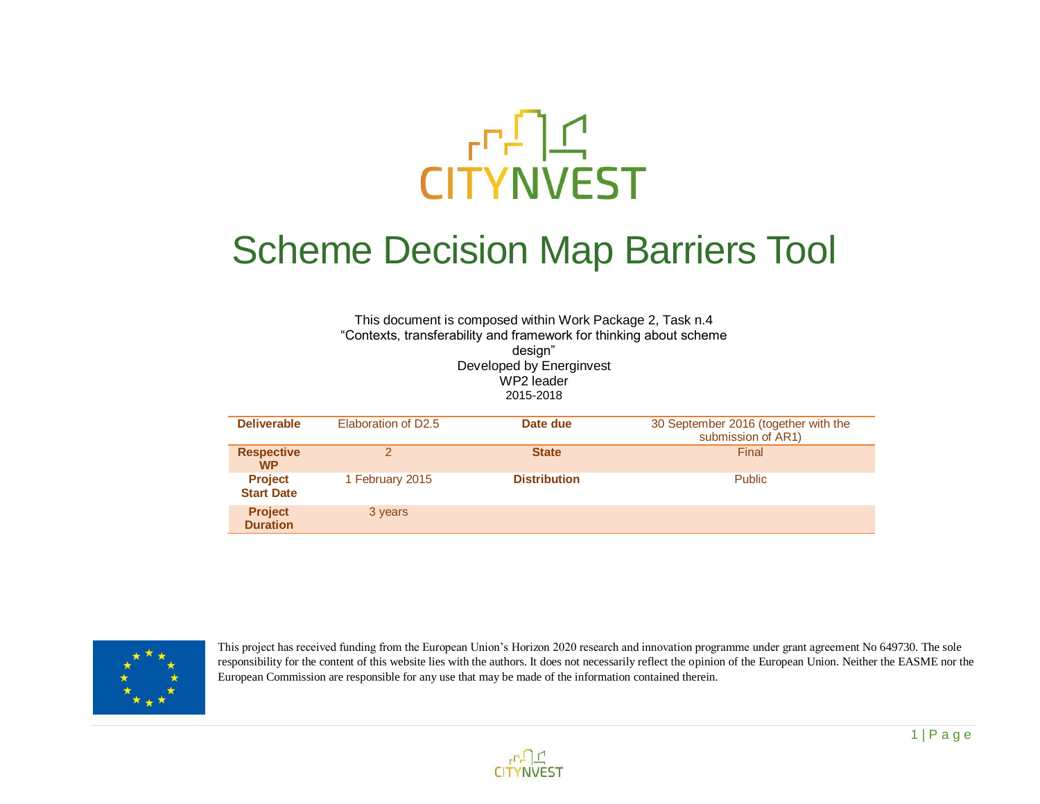# Scheme Decision Map Barriers Tool

This document is composed within Work Package 2, Task n.4
"Contexts, transferability and framework for thinking about scheme design"
Developed by Energinvest
WP2 leader
2015-2018

| Deliverable | Elaboration of D2.5 | Date due | 30 September 2016 (together with the submission of AR1) |
|---|---|---|---|
| Respective WP | 2 | State | Final |
| Project Start Date | 1 February 2015 | Distribution | Public |
| Project Duration | 3 years | | |

This project has received funding from the European Union's Horizon 2020 research and innovation programme under grant agreement No 649730. The sole responsibility for the content of this website lies with the authors. It does not necessarily reflect the opinion of the European Union. Neither the EASME nor the European Commission are responsible for any use that may be made of the information contained therein.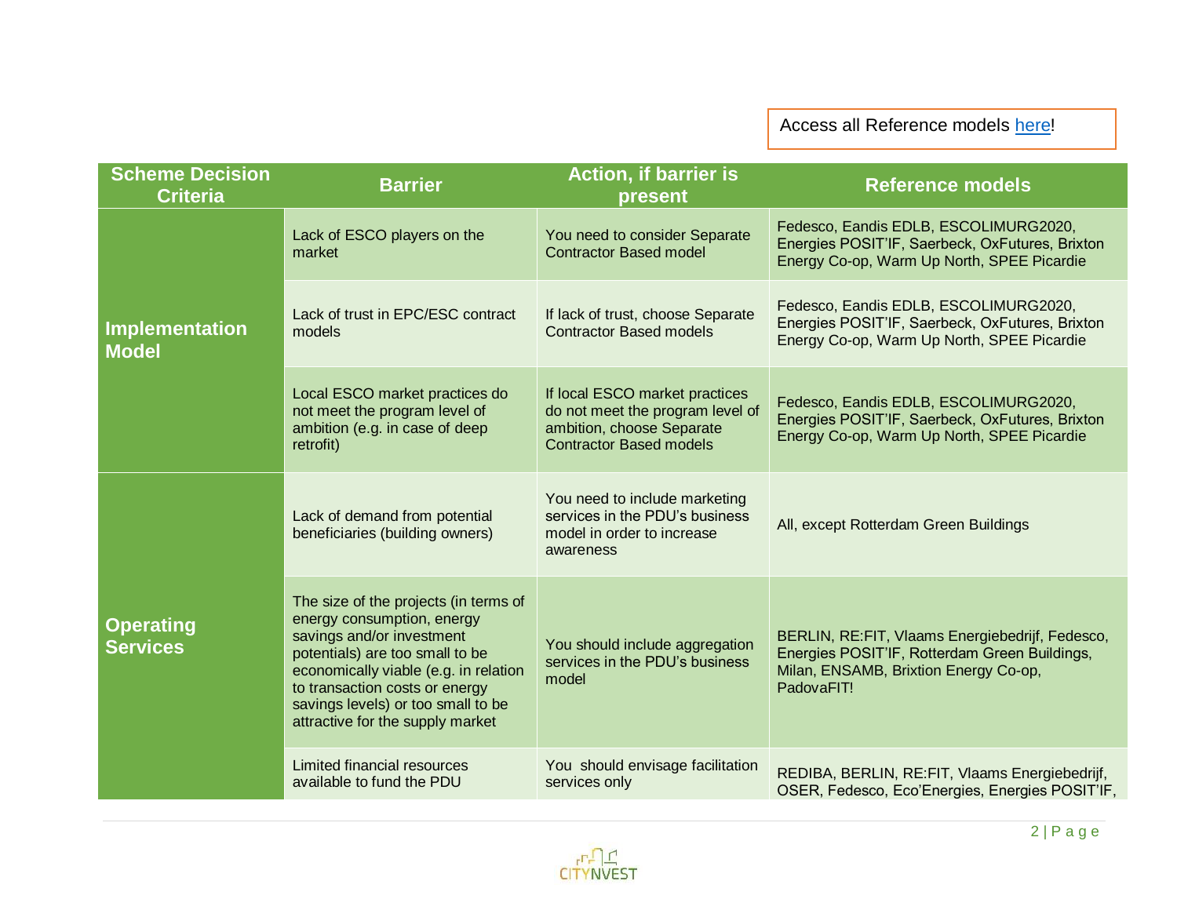Access all Reference models here!

| Scheme Decision Criteria | Barrier | Action, if barrier is present | Reference models |
|---|---|---|---|
| **Implementation Model** | Lack of ESCO players on the market | You need to consider Separate Contractor Based model | Fedesco, Eandis EDLB, ESCOLIMURG2020, Energies POSIT'IF, Saerbeck, OxFutures, Brixton Energy Co-op, Warm Up North, SPEE Picardie |
| | Lack of trust in EPC/ESC contract models | If lack of trust, choose Separate Contractor Based models | Fedesco, Eandis EDLB, ESCOLIMURG2020, Energies POSIT'IF, Saerbeck, OxFutures, Brixton Energy Co-op, Warm Up North, SPEE Picardie |
| | Local ESCO market practices do not meet the program level of ambition (e.g. in case of deep retrofit) | If local ESCO market practices do not meet the program level of ambition, choose Separate Contractor Based models | Fedesco, Eandis EDLB, ESCOLIMURG2020, Energies POSIT'IF, Saerbeck, OxFutures, Brixton Energy Co-op, Warm Up North, SPEE Picardie |
| **Operating Services** | Lack of demand from potential beneficiaries (building owners) | You need to include marketing services in the PDU's business model in order to increase awareness | All, except Rotterdam Green Buildings |
| | The size of the projects (in terms of energy consumption, energy savings and/or investment potentials) are too small to be economically viable (e.g. in relation to transaction costs or energy savings levels) or too small to be attractive for the supply market | You should include aggregation services in the PDU's business model | BERLIN, RE:FIT, Vlaams Energiebedrijf, Fedesco, Energies POSIT'IF, Rotterdam Green Buildings, Milan, ENSAMB, Brixtion Energy Co-op, PadovaFIT! |
| | Limited financial resources available to fund the PDU | You should envisage facilitation services only | REDIBA, BERLIN, RE:FIT, Vlaams Energiebedrijf, OSER, Fedesco, Eco'Energies, Energies POSIT'IF, |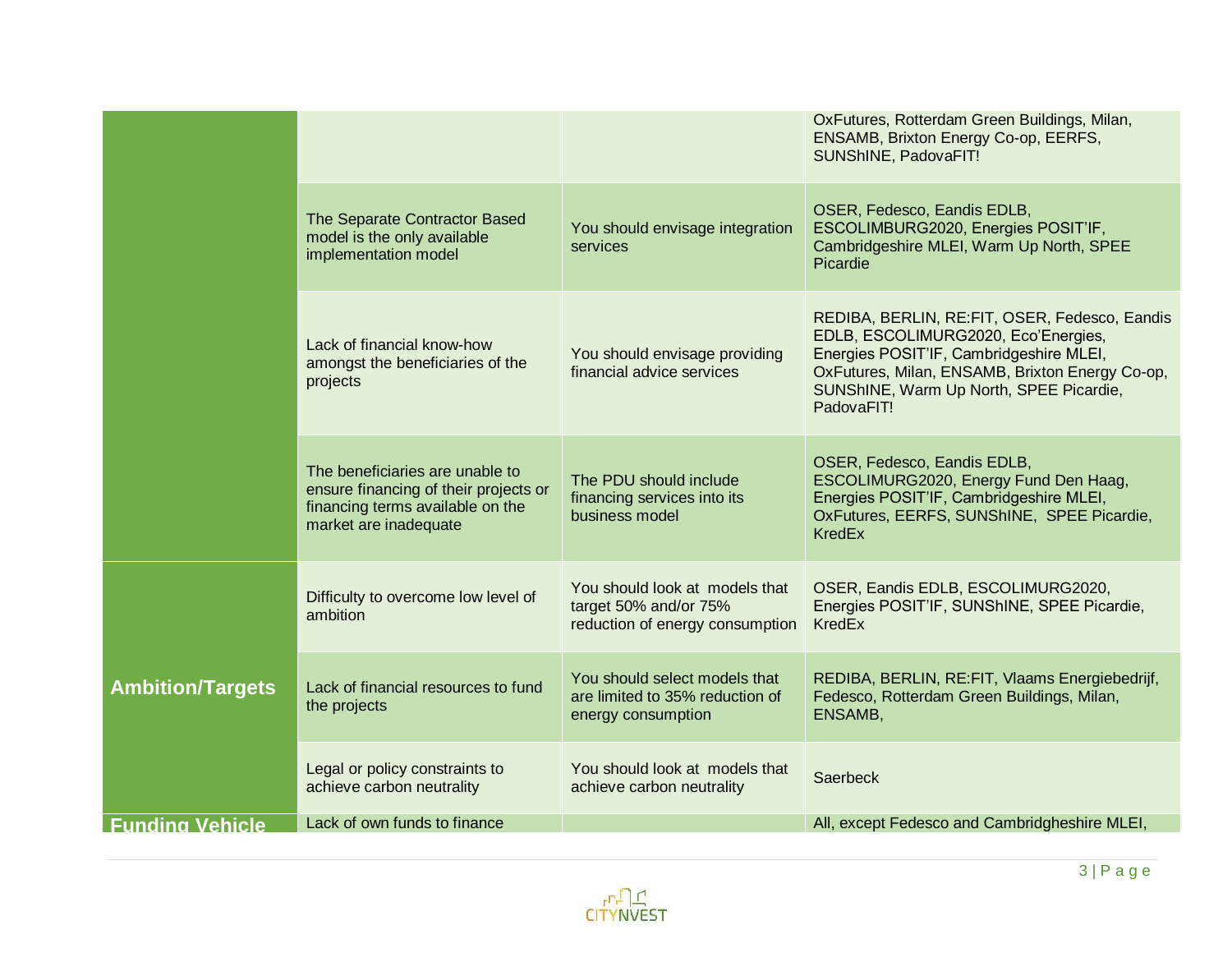| | | | |
|---|---|---|---|
| | | | OxFutures, Rotterdam Green Buildings, Milan, ENSAMB, Brixton Energy Co-op, EERFS, SUNShINE, PadovaFIT! |
| | The Separate Contractor Based model is the only available implementation model | You should envisage integration services | OSER, Fedesco, Eandis EDLB, ESCOLIMBURG2020, Energies POSIT'IF, Cambridgeshire MLEI, Warm Up North, SPEE Picardie |
| | Lack of financial know-how amongst the beneficiaries of the projects | You should envisage providing financial advice services | REDIBA, BERLIN, RE:FIT, OSER, Fedesco, Eandis EDLB, ESCOLIMURG2020, Eco'Energies, Energies POSIT'IF, Cambridgeshire MLEI, OxFutures, Milan, ENSAMB, Brixton Energy Co-op, SUNShINE, Warm Up North, SPEE Picardie, PadovaFIT! |
| | The beneficiaries are unable to ensure financing of their projects or financing terms available on the market are inadequate | The PDU should include financing services into its business model | OSER, Fedesco, Eandis EDLB, ESCOLIMURG2020, Energy Fund Den Haag, Energies POSIT'IF, Cambridgeshire MLEI, OxFutures, EERFS, SUNShINE, SPEE Picardie, KredEx |
| **Ambition/Targets** | Difficulty to overcome low level of ambition | You should look at models that target 50% and/or 75% reduction of energy consumption | OSER, Eandis EDLB, ESCOLIMURG2020, Energies POSIT'IF, SUNShINE, SPEE Picardie, KredEx |
| | Lack of financial resources to fund the projects | You should select models that are limited to 35% reduction of energy consumption | REDIBA, BERLIN, RE:FIT, Vlaams Energiebedrijf, Fedesco, Rotterdam Green Buildings, Milan, ENSAMB, |
| | Legal or policy constraints to achieve carbon neutrality | You should look at models that achieve carbon neutrality | Saerbeck |
| **Funding Vehicle** | Lack of own funds to finance | | All, except Fedesco and Cambridgheshire MLEI, |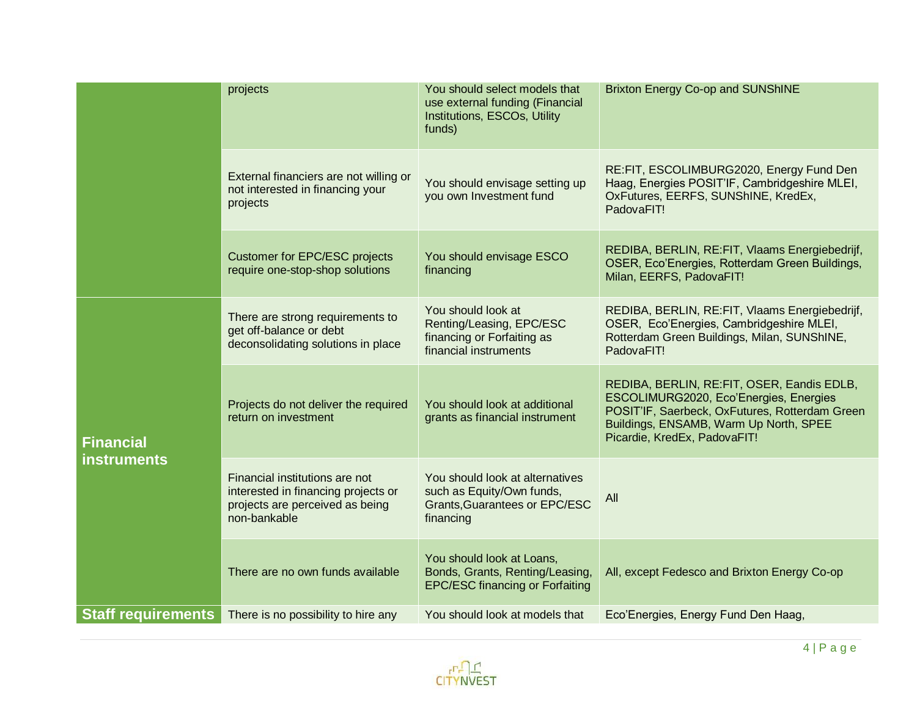| | | | |
|---|---|---|---|
| | projects | You should select models that use external funding (Financial Institutions, ESCOs, Utility funds) | Brixton Energy Co-op and SUNShINE |
| | External financiers are not willing or not interested in financing your projects | You should envisage setting up you own Investment fund | RE:FIT, ESCOLIMBURG2020, Energy Fund Den Haag, Energies POSIT'IF, Cambridgeshire MLEI, OxFutures, EERFS, SUNShINE, KredEx, PadovaFIT! |
| | Customer for EPC/ESC projects require one-stop-shop solutions | You should envisage ESCO financing | REDIBA, BERLIN, RE:FIT, Vlaams Energiebedrijf, OSER, Eco'Energies, Rotterdam Green Buildings, Milan, EERFS, PadovaFIT! |
| **Financial instruments** | There are strong requirements to get off-balance or debt deconsolidating solutions in place | You should look at Renting/Leasing, EPC/ESC financing or Forfaiting as financial instruments | REDIBA, BERLIN, RE:FIT, Vlaams Energiebedrijf, OSER, Eco'Energies, Cambridgeshire MLEI, Rotterdam Green Buildings, Milan, SUNShINE, PadovaFIT! |
| | Projects do not deliver the required return on investment | You should look at additional grants as financial instrument | REDIBA, BERLIN, RE:FIT, OSER, Eandis EDLB, ESCOLIMURG2020, Eco'Energies, Energies POSIT'IF, Saerbeck, OxFutures, Rotterdam Green Buildings, ENSAMB, Warm Up North, SPEE Picardie, KredEx, PadovaFIT! |
| | Financial institutions are not interested in financing projects or projects are perceived as being non-bankable | You should look at alternatives such as Equity/Own funds, Grants,Guarantees or EPC/ESC financing | All |
| | There are no own funds available | You should look at Loans, Bonds, Grants, Renting/Leasing, EPC/ESC financing or Forfaiting | All, except Fedesco and Brixton Energy Co-op |
| **Staff requirements** | There is no possibility to hire any | You should look at models that | Eco'Energies, Energy Fund Den Haag, |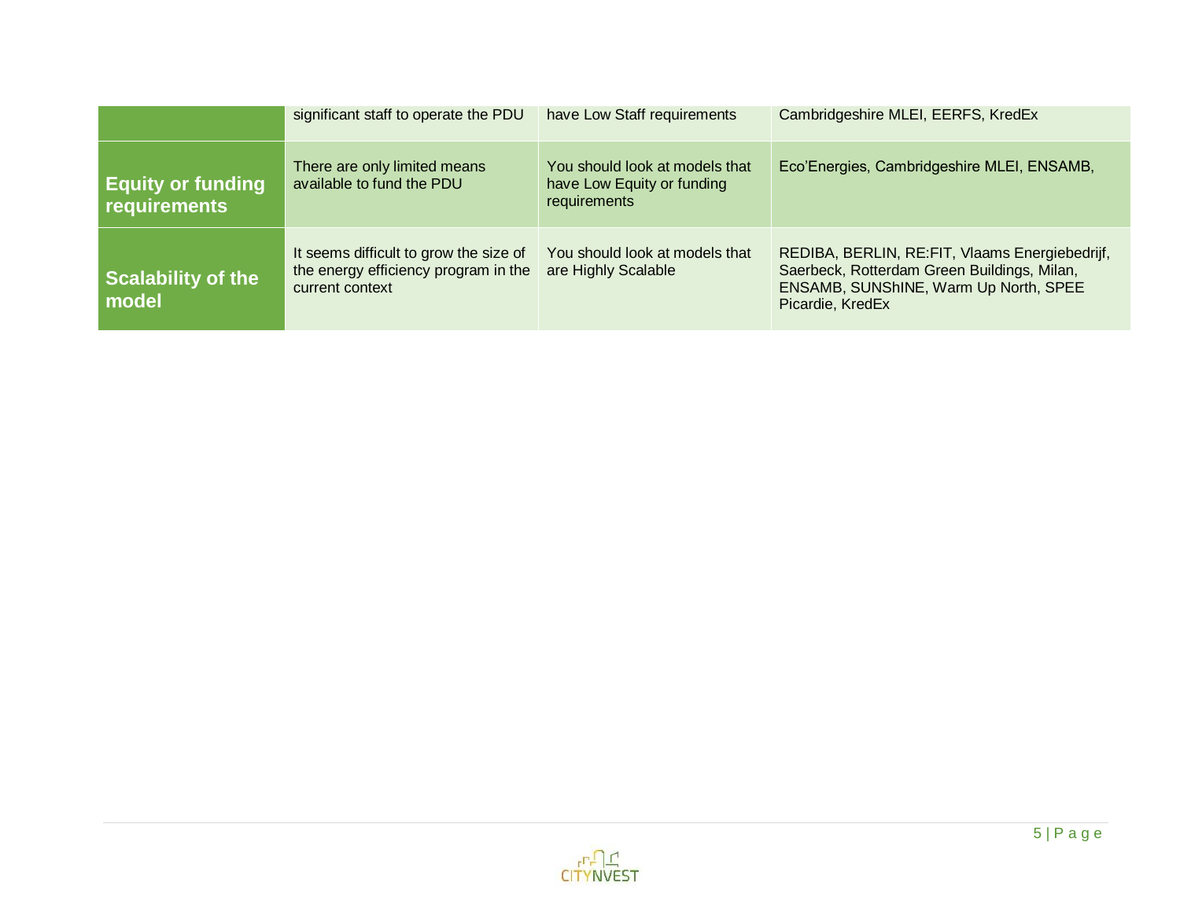| | | | |
|---|---|---|---|
| | significant staff to operate the PDU | have Low Staff requirements | Cambridgeshire MLEI, EERFS, KredEx |
| **Equity or funding requirements** | There are only limited means available to fund the PDU | You should look at models that have Low Equity or funding requirements | Eco'Energies, Cambridgeshire MLEI, ENSAMB, |
| **Scalability of the model** | It seems difficult to grow the size of the energy efficiency program in the current context | You should look at models that are Highly Scalable | REDIBA, BERLIN, RE:FIT, Vlaams Energiebedrijf, Saerbeck, Rotterdam Green Buildings, Milan, ENSAMB, SUNShINE, Warm Up North, SPEE Picardie, KredEx |